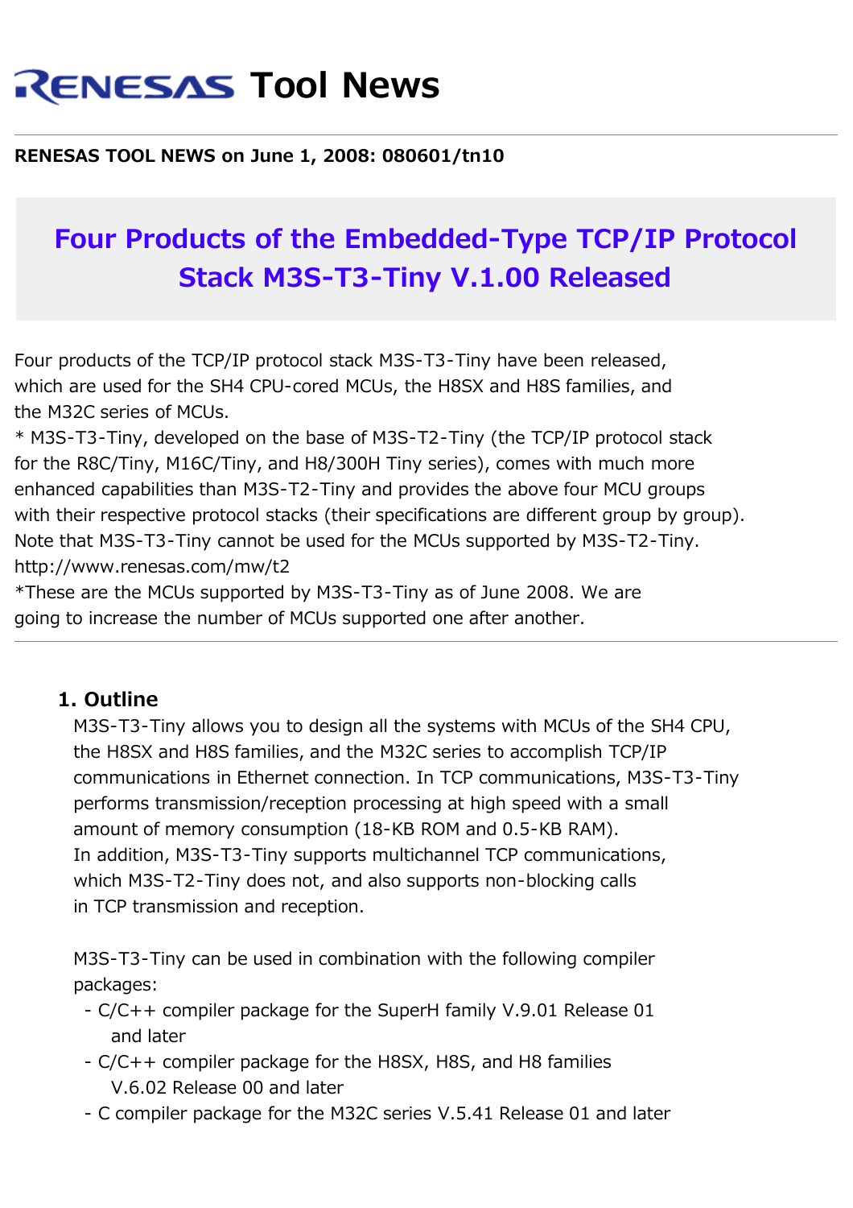# RENESAS Tool News

**RENESAS TOOL NEWS on June 1, 2008: 080601/tn10**

## Four Products of the Embedded-Type TCP/IP Protocol Stack M3S-T3-Tiny V.1.00 Released

Four products of the TCP/IP protocol stack M3S-T3-Tiny have been released, which are used for the SH4 CPU-cored MCUs, the H8SX and H8S families, and the M32C series of MCUs.
* M3S-T3-Tiny, developed on the base of M3S-T2-Tiny (the TCP/IP protocol stack for the R8C/Tiny, M16C/Tiny, and H8/300H Tiny series), comes with much more enhanced capabilities than M3S-T2-Tiny and provides the above four MCU groups with their respective protocol stacks (their specifications are different group by group).
Note that M3S-T3-Tiny cannot be used for the MCUs supported by M3S-T2-Tiny.
http://www.renesas.com/mw/t2
*These are the MCUs supported by M3S-T3-Tiny as of June 2008. We are going to increase the number of MCUs supported one after another.

---

### 1. Outline

M3S-T3-Tiny allows you to design all the systems with MCUs of the SH4 CPU, the H8SX and H8S families, and the M32C series to accomplish TCP/IP communications in Ethernet connection. In TCP communications, M3S-T3-Tiny performs transmission/reception processing at high speed with a small amount of memory consumption (18-KB ROM and 0.5-KB RAM).
In addition, M3S-T3-Tiny supports multichannel TCP communications, which M3S-T2-Tiny does not, and also supports non-blocking calls in TCP transmission and reception.

M3S-T3-Tiny can be used in combination with the following compiler packages:

- C/C++ compiler package for the SuperH family V.9.01 Release 01 and later
- C/C++ compiler package for the H8SX, H8S, and H8 families V.6.02 Release 00 and later
- C compiler package for the M32C series V.5.41 Release 01 and later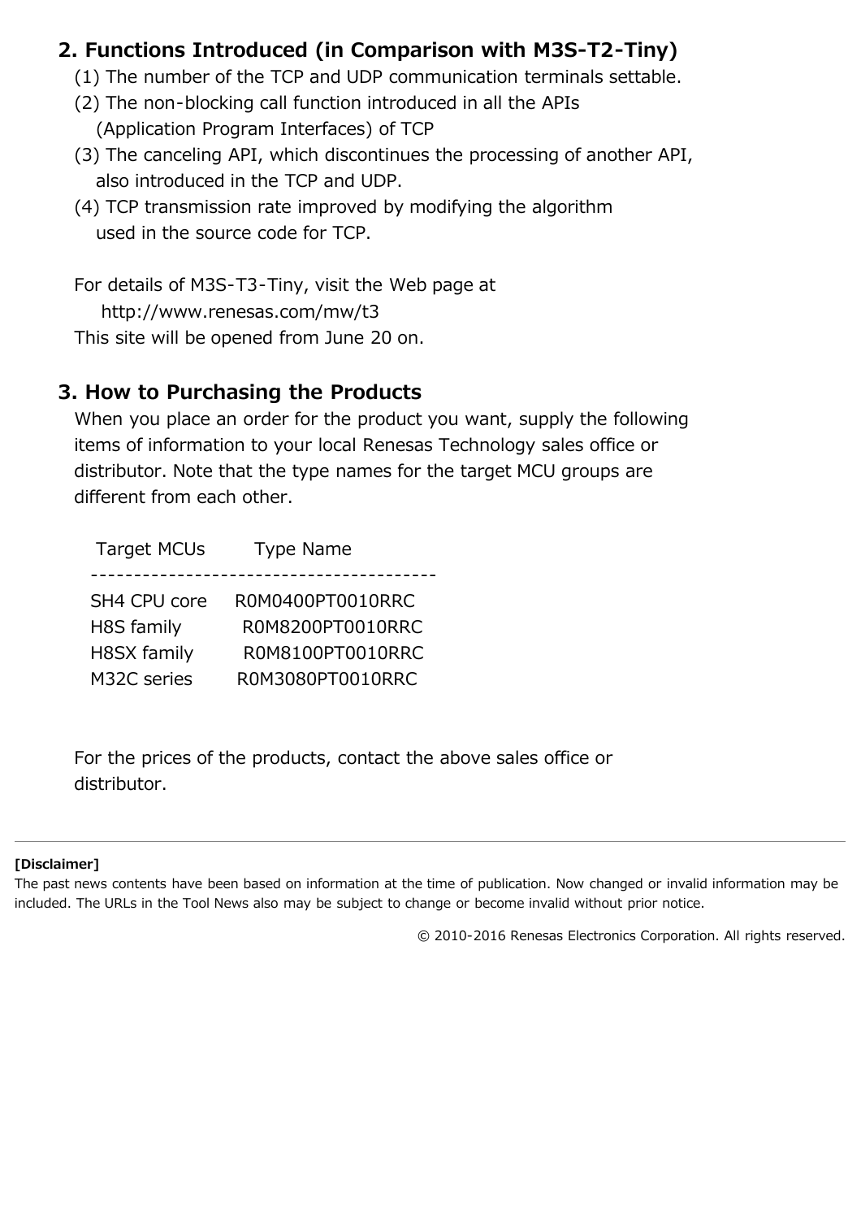## 2. Functions Introduced (in Comparison with M3S-T2-Tiny)

(1) The number of the TCP and UDP communication terminals settable.
(2) The non-blocking call function introduced in all the APIs (Application Program Interfaces) of TCP
(3) The canceling API, which discontinues the processing of another API, also introduced in the TCP and UDP.
(4) TCP transmission rate improved by modifying the algorithm used in the source code for TCP.

For details of M3S-T3-Tiny, visit the Web page at
http://www.renesas.com/mw/t3
This site will be opened from June 20 on.

## 3. How to Purchasing the Products

When you place an order for the product you want, supply the following items of information to your local Renesas Technology sales office or distributor. Note that the type names for the target MCU groups are different from each other.

| Target MCUs | Type Name |
|---|---|
| SH4 CPU core | R0M0400PT0010RRC |
| H8S family | R0M8200PT0010RRC |
| H8SX family | R0M8100PT0010RRC |
| M32C series | R0M3080PT0010RRC |

For the prices of the products, contact the above sales office or distributor.

---

**[Disclaimer]**
The past news contents have been based on information at the time of publication. Now changed or invalid information may be included. The URLs in the Tool News also may be subject to change or become invalid without prior notice.

© 2010-2016 Renesas Electronics Corporation. All rights reserved.